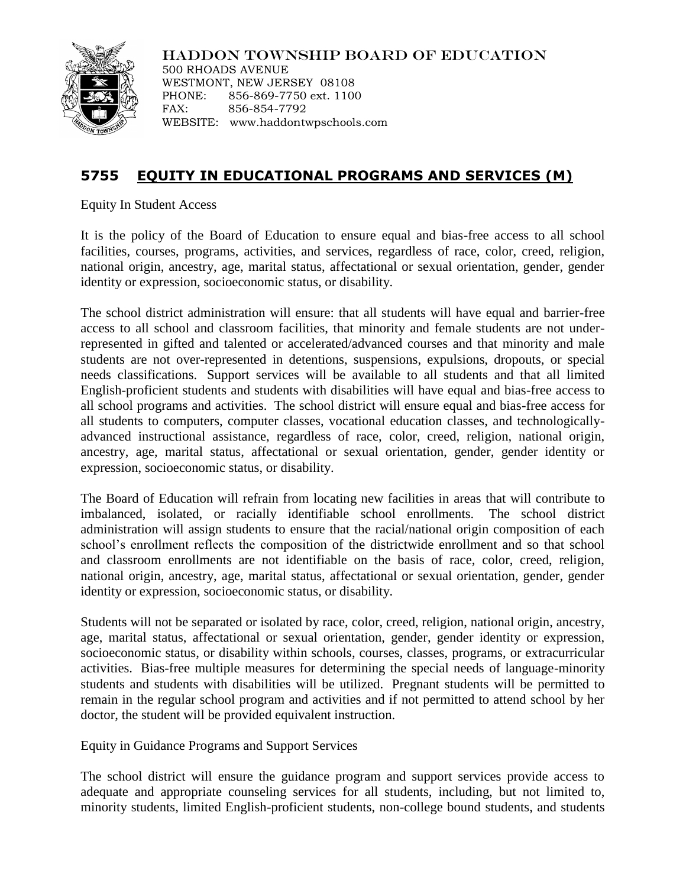HADDON TOWNSHIP BOARD OF EDUCATION
500 RHOADS AVENUE
WESTMONT, NEW JERSEY 08108
PHONE: 856-869-7750 ext. 1100
FAX: 856-854-7792
WEBSITE: www.haddontwpschools.com

## 5755 EQUITY IN EDUCATIONAL PROGRAMS AND SERVICES (M)

Equity In Student Access

It is the policy of the Board of Education to ensure equal and bias-free access to all school facilities, courses, programs, activities, and services, regardless of race, color, creed, religion, national origin, ancestry, age, marital status, affectational or sexual orientation, gender, gender identity or expression, socioeconomic status, or disability.

The school district administration will ensure: that all students will have equal and barrier-free access to all school and classroom facilities, that minority and female students are not under-represented in gifted and talented or accelerated/advanced courses and that minority and male students are not over-represented in detentions, suspensions, expulsions, dropouts, or special needs classifications. Support services will be available to all students and that all limited English-proficient students and students with disabilities will have equal and bias-free access to all school programs and activities. The school district will ensure equal and bias-free access for all students to computers, computer classes, vocational education classes, and technologically-advanced instructional assistance, regardless of race, color, creed, religion, national origin, ancestry, age, marital status, affectational or sexual orientation, gender, gender identity or expression, socioeconomic status, or disability.

The Board of Education will refrain from locating new facilities in areas that will contribute to imbalanced, isolated, or racially identifiable school enrollments. The school district administration will assign students to ensure that the racial/national origin composition of each school's enrollment reflects the composition of the districtwide enrollment and so that school and classroom enrollments are not identifiable on the basis of race, color, creed, religion, national origin, ancestry, age, marital status, affectational or sexual orientation, gender, gender identity or expression, socioeconomic status, or disability.

Students will not be separated or isolated by race, color, creed, religion, national origin, ancestry, age, marital status, affectational or sexual orientation, gender, gender identity or expression, socioeconomic status, or disability within schools, courses, classes, programs, or extracurricular activities. Bias-free multiple measures for determining the special needs of language-minority students and students with disabilities will be utilized. Pregnant students will be permitted to remain in the regular school program and activities and if not permitted to attend school by her doctor, the student will be provided equivalent instruction.

Equity in Guidance Programs and Support Services

The school district will ensure the guidance program and support services provide access to adequate and appropriate counseling services for all students, including, but not limited to, minority students, limited English-proficient students, non-college bound students, and students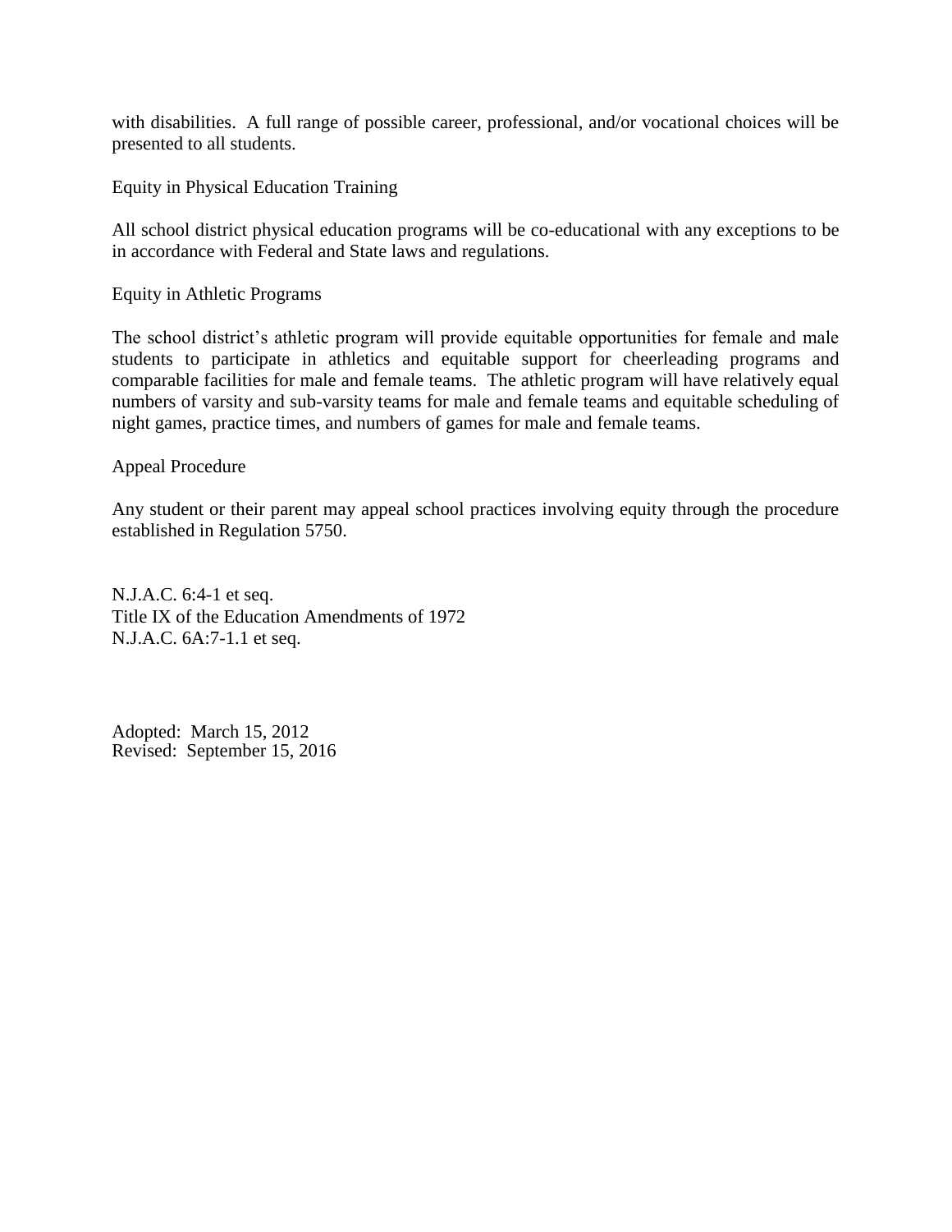with disabilities. A full range of possible career, professional, and/or vocational choices will be presented to all students.

### Equity in Physical Education Training

All school district physical education programs will be co-educational with any exceptions to be in accordance with Federal and State laws and regulations.

### Equity in Athletic Programs

The school district's athletic program will provide equitable opportunities for female and male students to participate in athletics and equitable support for cheerleading programs and comparable facilities for male and female teams. The athletic program will have relatively equal numbers of varsity and sub-varsity teams for male and female teams and equitable scheduling of night games, practice times, and numbers of games for male and female teams.

### Appeal Procedure

Any student or their parent may appeal school practices involving equity through the procedure established in Regulation 5750.

N.J.A.C. 6:4-1 et seq.
Title IX of the Education Amendments of 1972
N.J.A.C. 6A:7-1.1 et seq.

Adopted: March 15, 2012
Revised: September 15, 2016